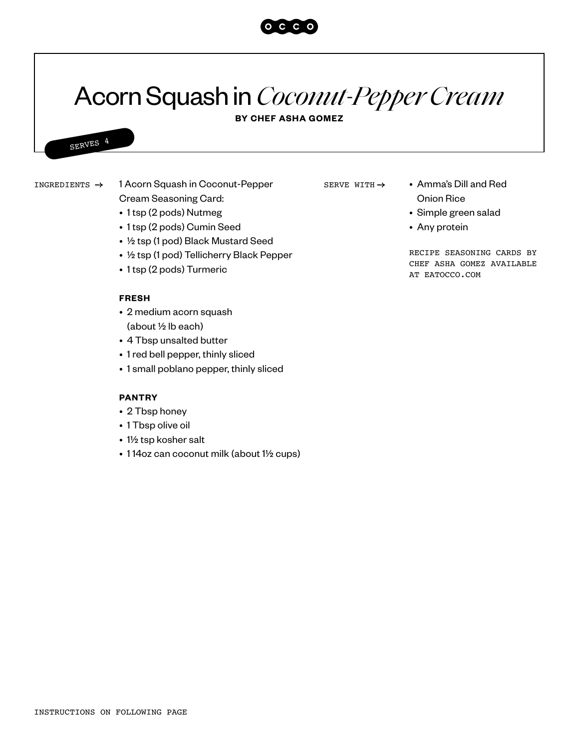# Acorn Squash in *Coconut-Pepper Cream*

**BY CHEF ASHA GOMEZ**

SERVES 4

INGREDIENTS →

1 Acorn Squash in Coconut-Pepper Cream Seasoning Card:

- 1 tsp (2 pods) Nutmeg
- 1 tsp (2 pods) Cumin Seed
- ½ tsp (1 pod) Black Mustard Seed
- ½ tsp (1 pod) Tellicherry Black Pepper
- 1 tsp (2 pods) Turmeric

**FRESH**

- 2 medium acorn squash (about ½ lb each)
- 4 Tbsp unsalted butter
- 1 red bell pepper, thinly sliced
- 1 small poblano pepper, thinly sliced

**PANTRY**

- 2 Tbsp honey
- 1 Tbsp olive oil
- 1½ tsp kosher salt
- 1 14oz can coconut milk (about 1½ cups)

SERVE WITH →

- Amma's Dill and Red Onion Rice
- Simple green salad
- Any protein

RECIPE SEASONING CARDS BY CHEF ASHA GOMEZ AVAILABLE AT EATOCCO.COM

INSTRUCTIONS ON FOLLOWING PAGE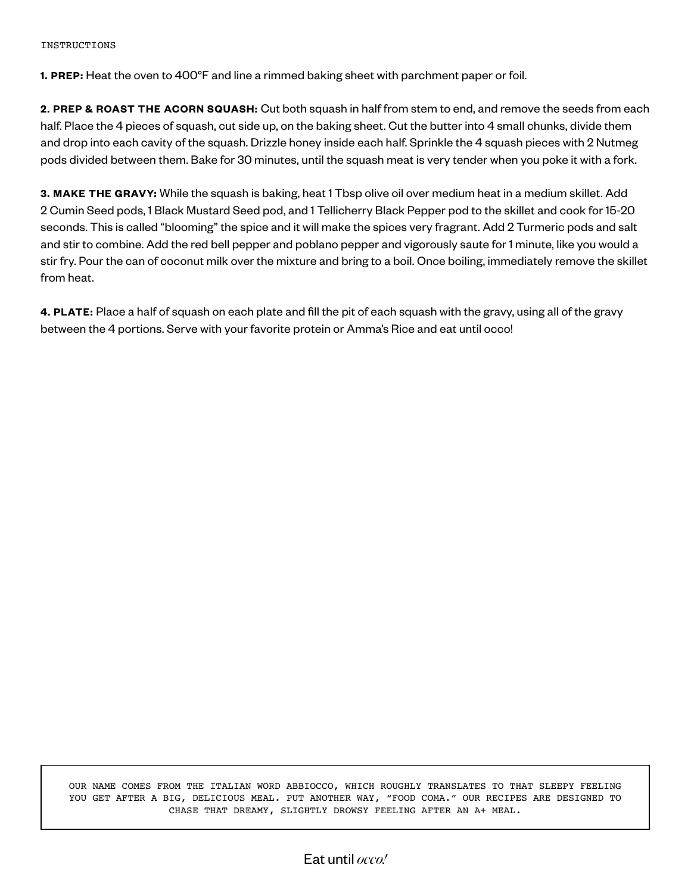INSTRUCTIONS

**1. PREP:** Heat the oven to 400°F and line a rimmed baking sheet with parchment paper or foil.

**2. PREP & ROAST THE ACORN SQUASH:** Cut both squash in half from stem to end, and remove the seeds from each half. Place the 4 pieces of squash, cut side up, on the baking sheet. Cut the butter into 4 small chunks, divide them and drop into each cavity of the squash. Drizzle honey inside each half. Sprinkle the 4 squash pieces with 2 Nutmeg pods divided between them. Bake for 30 minutes, until the squash meat is very tender when you poke it with a fork.

**3. MAKE THE GRAVY:** While the squash is baking, heat 1 Tbsp olive oil over medium heat in a medium skillet. Add 2 Cumin Seed pods, 1 Black Mustard Seed pod, and 1 Tellicherry Black Pepper pod to the skillet and cook for 15-20 seconds. This is called "blooming" the spice and it will make the spices very fragrant. Add 2 Turmeric pods and salt and stir to combine. Add the red bell pepper and poblano pepper and vigorously saute for 1 minute, like you would a stir fry. Pour the can of coconut milk over the mixture and bring to a boil. Once boiling, immediately remove the skillet from heat.

**4. PLATE:** Place a half of squash on each plate and fill the pit of each squash with the gravy, using all of the gravy between the 4 portions. Serve with your favorite protein or Amma's Rice and eat until occo!

OUR NAME COMES FROM THE ITALIAN WORD ABBIOCCO, WHICH ROUGHLY TRANSLATES TO THAT SLEEPY FEELING YOU GET AFTER A BIG, DELICIOUS MEAL. PUT ANOTHER WAY, "FOOD COMA." OUR RECIPES ARE DESIGNED TO CHASE THAT DREAMY, SLIGHTLY DROWSY FEELING AFTER AN A+ MEAL.

Eat until *occo!*